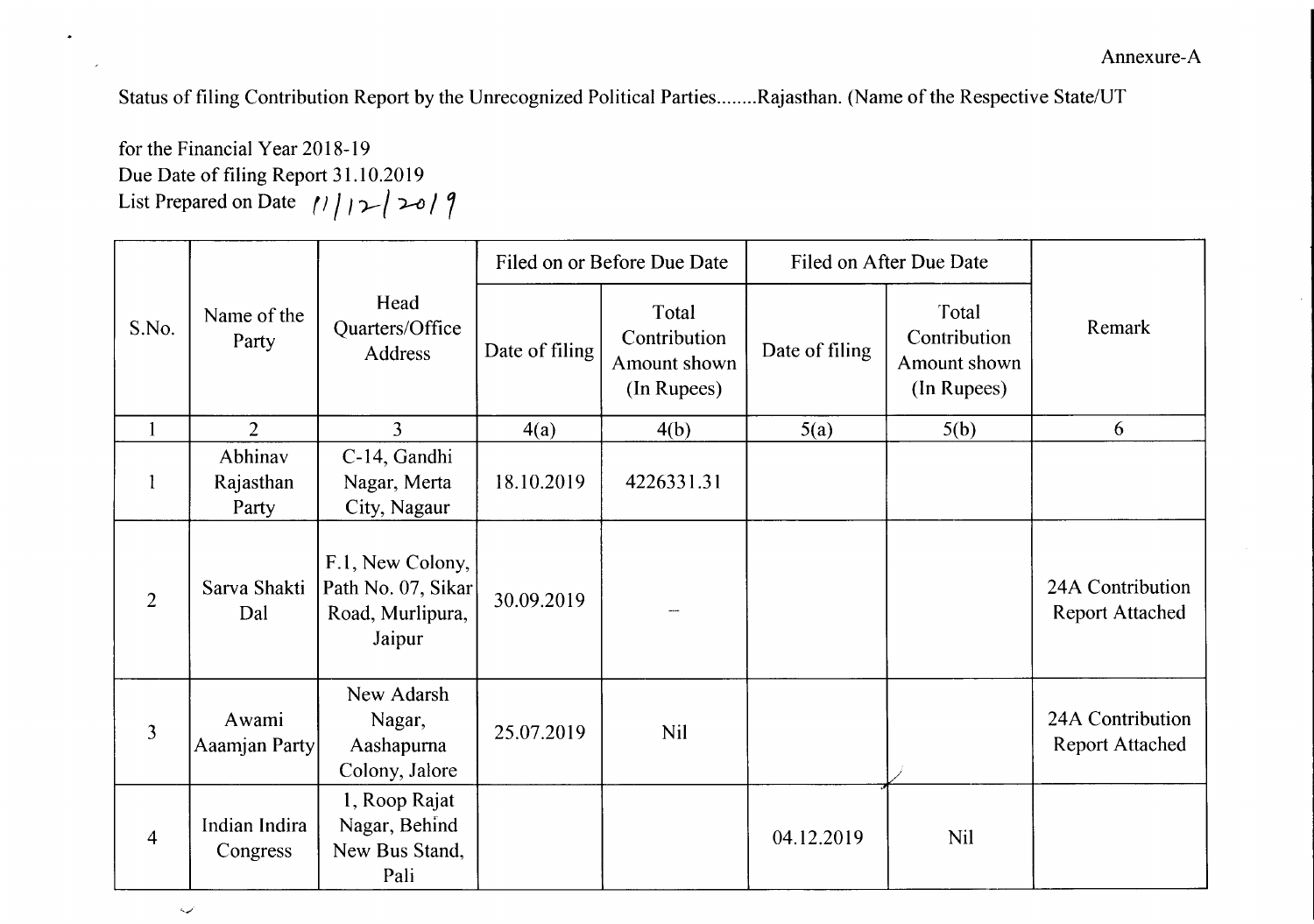Annexure-A

Status of filing Contribution Report by the Unrecognized Political Parties........Rajasthan. (Name of the Respective State/UT

for the Financial Year 2018-19
Due Date of filing Report 31.10.2019
List Prepared on Date 11/12/2019

| S.No. | Name of the Party | Head Quarters/Office Address | Filed on or Before Due Date | | Filed on After Due Date | | Remark |
|---|---|---|---|---|---|---|---|
| | | | Date of filing | Total Contribution Amount shown (In Rupees) | Date of filing | Total Contribution Amount shown (In Rupees) | |
| 1 | 2 | 3 | 4(a) | 4(b) | 5(a) | 5(b) | 6 |
| 1 | Abhinav Rajasthan Party | C-14, Gandhi Nagar, Merta City, Nagaur | 18.10.2019 | 4226331.31 | | | |
| 2 | Sarva Shakti Dal | F.1, New Colony, Path No. 07, Sikar Road, Murlipura, Jaipur | 30.09.2019 | — | | | 24A Contribution Report Attached |
| 3 | Awami Aaamjan Party | New Adarsh Nagar, Aashapurna Colony, Jalore | 25.07.2019 | Nil | | | 24A Contribution Report Attached |
| 4 | Indian Indira Congress | 1, Roop Rajat Nagar, Behind New Bus Stand, Pali | | | 04.12.2019 | Nil | |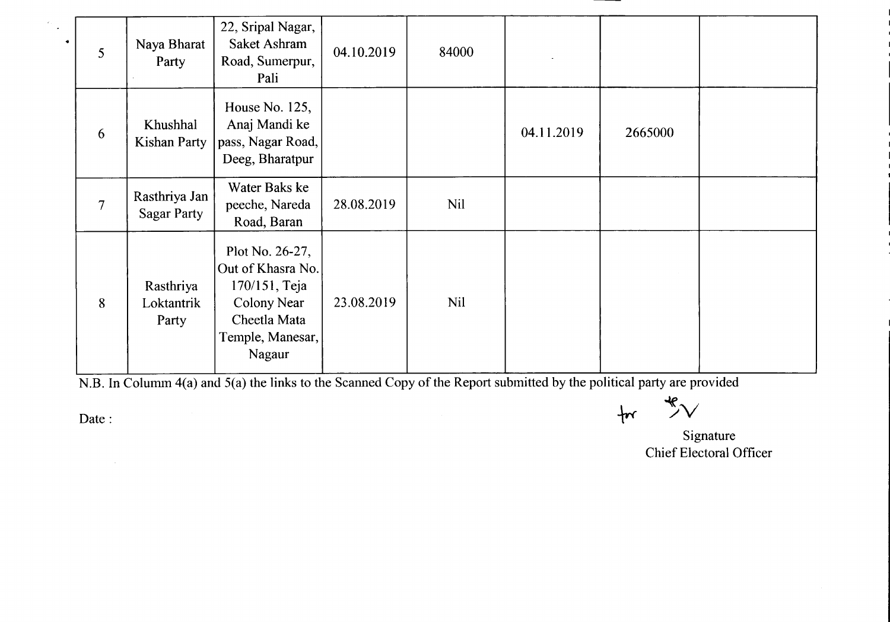| | | | | | | | |
|---|---|---|---|---|---|---|---|
| 5 | Naya Bharat Party | 22, Sripal Nagar, Saket Ashram Road, Sumerpur, Pali | 04.10.2019 | 84000 | | | |
| 6 | Khushhal Kishan Party | House No. 125, Anaj Mandi ke pass, Nagar Road, Deeg, Bharatpur | | | 04.11.2019 | 2665000 | |
| 7 | Rasthriya Jan Sagar Party | Water Baks ke peeche, Nareda Road, Baran | 28.08.2019 | Nil | | | |
| 8 | Rasthriya Loktantrik Party | Plot No. 26-27, Out of Khasra No. 170/151, Teja Colony Near Cheetla Mata Temple, Manesar, Nagaur | 23.08.2019 | Nil | | | |

N.B. In Columm 4(a) and 5(a) the links to the Scanned Copy of the Report submitted by the political party are provided

Date :

Signature
Chief Electoral Officer